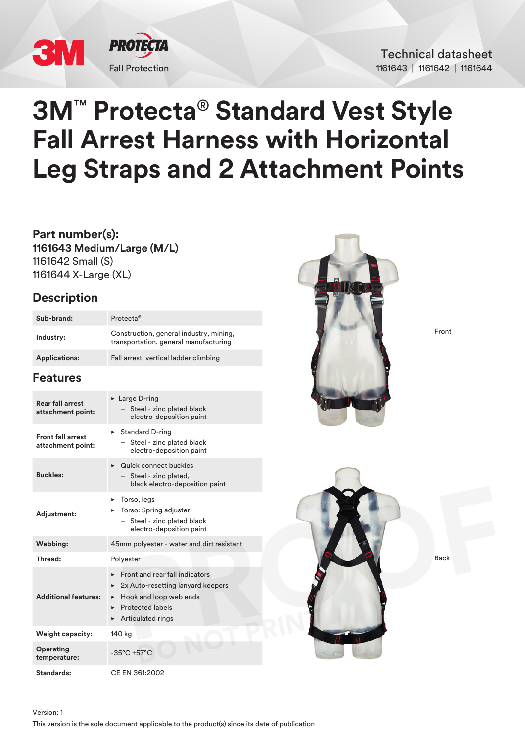3M | PROTECTA Fall Protection

Technical datasheet
1161643 | 1161642 | 1161644

# 3M™ Protecta® Standard Vest Style Fall Arrest Harness with Horizontal Leg Straps and 2 Attachment Points

## Part number(s):

**1161643 Medium/Large (M/L)**
1161642 Small (S)
1161644 X-Large (XL)

## Description

| | |
|---|---|
| **Sub-brand:** | Protecta® |
| **Industry:** | Construction, general industry, mining, transportation, general manufacturing |
| **Applications:** | Fall arrest, vertical ladder climbing |

## Features

| | |
|---|---|
| **Rear fall arrest attachment point:** | ▸ Large D-ring<br>– Steel - zinc plated black electro-deposition paint |
| **Front fall arrest attachment point:** | ▸ Standard D-ring<br>– Steel - zinc plated black electro-deposition paint |
| **Buckles:** | ▸ Quick connect buckles<br>– Steel - zinc plated, black electro-deposition paint |
| **Adjustment:** | ▸ Torso, legs<br>▸ Torso: Spring adjuster<br>– Steel - zinc plated black electro-deposition paint |
| **Webbing:** | 45mm polyester - water and dirt resistant |
| **Thread:** | Polyester |
| **Additional features:** | ▸ Front and rear fall indicators<br>▸ 2x Auto-resetting lanyard keepers<br>▸ Hook and loop web ends<br>▸ Protected labels<br>▸ Articulated rings |
| **Weight capacity:** | 140 kg |
| **Operating temperature:** | -35°C +57°C |
| **Standards:** | CE EN 361:2002 |

Front

Back

Version: 1
This version is the sole document applicable to the product(s) since its date of publication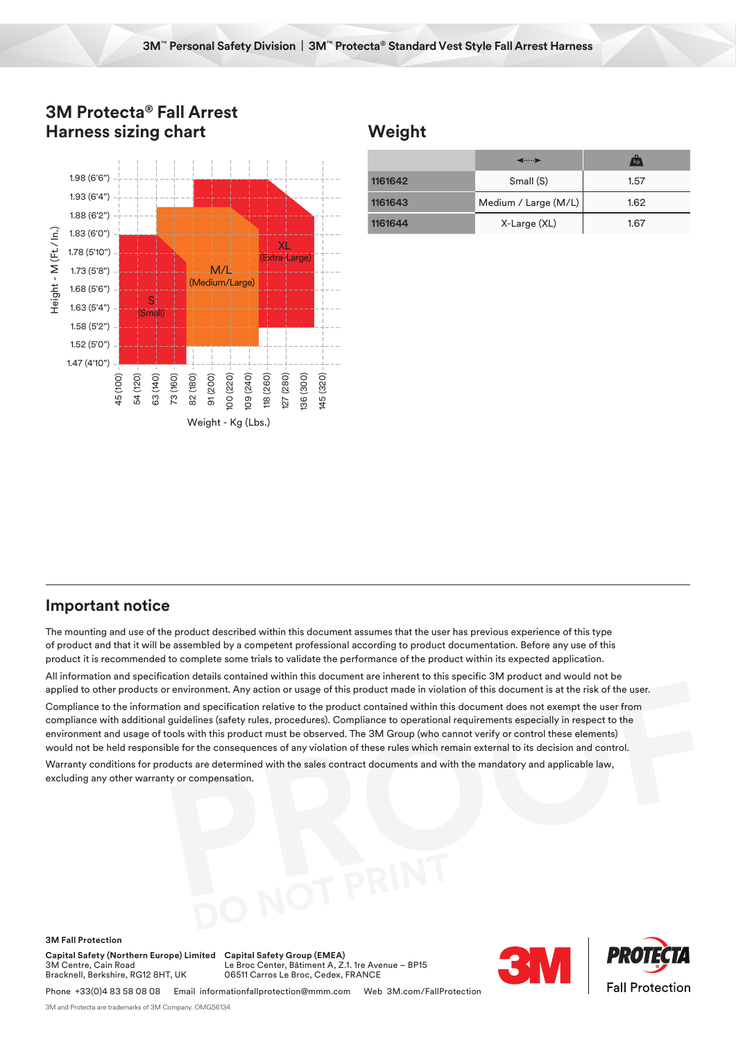## 3M Protecta® Fall Arrest Harness sizing chart

Height - M (Ft./In.)

1.98 (6'6")
1.93 (6'4")
1.88 (6'2")
1.83 (6'0")
1.78 (5'10")
1.73 (5'8")
1.68 (5'6")
1.63 (5'4")
1.58 (5'2")
1.52 (5'0")
1.47 (4'10")

S (Small)
M/L (Medium/Large)
XL (Extra-Large)

45 (100)
54 (120)
63 (140)
73 (160)
82 (180)
91 (200)
100 (220)
109 (240)
118 (260)
127 (280)
136 (300)
145 (320)

Weight - Kg (Lbs.)

## Weight

| | | |
|---|---|---|
| 1161642 | Small (S) | 1.57 |
| 1161643 | Medium / Large (M/L) | 1.62 |
| 1161644 | X-Large (XL) | 1.67 |

## Important notice

The mounting and use of the product described within this document assumes that the user has previous experience of this type of product and that it will be assembled by a competent professional according to product documentation. Before any use of this product it is recommended to complete some trials to validate the performance of the product within its expected application.

All information and specification details contained within this document are inherent to this specific 3M product and would not be applied to other products or environment. Any action or usage of this product made in violation of this document is at the risk of the user.

Compliance to the information and specification relative to the product contained within this document does not exempt the user from compliance with additional guidelines (safety rules, procedures). Compliance to operational requirements especially in respect to the environment and usage of tools with this product must be observed. The 3M Group (who cannot verify or control these elements) would not be held responsible for the consequences of any violation of these rules which remain external to its decision and control.

Warranty conditions for products are determined with the sales contract documents and with the mandatory and applicable law, excluding any other warranty or compensation.

**3M Fall Protection**

**Capital Safety (Northern Europe) Limited**
3M Centre, Cain Road
Bracknell, Berkshire, RG12 8HT, UK

**Capital Safety Group (EMEA)**
Le Broc Center, Bâtiment A, Z.1. 1re Avenue – BP15
06511 Carros Le Broc, Cedex, FRANCE

Phone +33(0)4 83 58 08 08 Email informationfallprotection@mmm.com Web 3M.com/FallProtection

3M and Protecta are trademarks of 3M Company. OMG56134